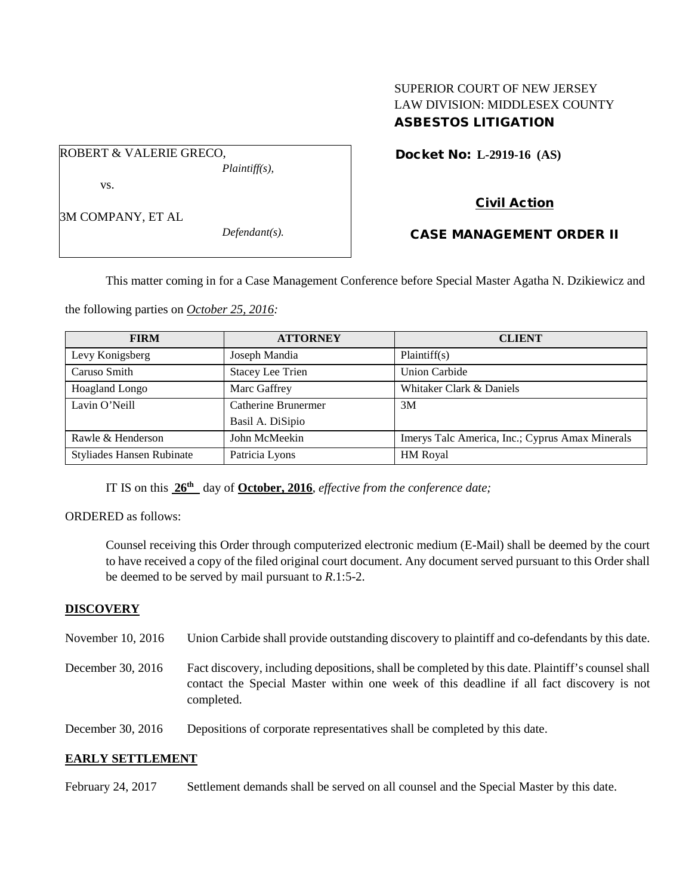SUPERIOR COURT OF NEW JERSEY
LAW DIVISION: MIDDLESEX COUNTY
**ASBESTOS LITIGATION**

ROBERT & VALERIE GRECO,
*Plaintiff(s),*

vs.

3M COMPANY, ET AL
*Defendant(s).*

**Docket No: L-2919-16 (AS)**

**Civil Action**

**CASE MANAGEMENT ORDER II**

This matter coming in for a Case Management Conference before Special Master Agatha N. Dzikiewicz and the following parties on *October 25, 2016:*

| FIRM | ATTORNEY | CLIENT |
|---|---|---|
| Levy Konigsberg | Joseph Mandia | Plaintiff(s) |
| Caruso Smith | Stacey Lee Trien | Union Carbide |
| Hoagland Longo | Marc Gaffrey | Whitaker Clark & Daniels |
| Lavin O'Neill | Catherine Brunermer<br>Basil A. DiSipio | 3M |
| Rawle & Henderson | John McMeekin | Imerys Talc America, Inc.; Cyprus Amax Minerals |
| Styliades Hansen Rubinate | Patricia Lyons | HM Royal |

IT IS on this **26th** day of **October, 2016**, *effective from the conference date;*

ORDERED as follows:

Counsel receiving this Order through computerized electronic medium (E-Mail) shall be deemed by the court to have received a copy of the filed original court document. Any document served pursuant to this Order shall be deemed to be served by mail pursuant to *R*.1:5-2.

**DISCOVERY**

November 10, 2016 Union Carbide shall provide outstanding discovery to plaintiff and co-defendants by this date.

December 30, 2016 Fact discovery, including depositions, shall be completed by this date. Plaintiff's counsel shall contact the Special Master within one week of this deadline if all fact discovery is not completed.

December 30, 2016 Depositions of corporate representatives shall be completed by this date.

**EARLY SETTLEMENT**

February 24, 2017 Settlement demands shall be served on all counsel and the Special Master by this date.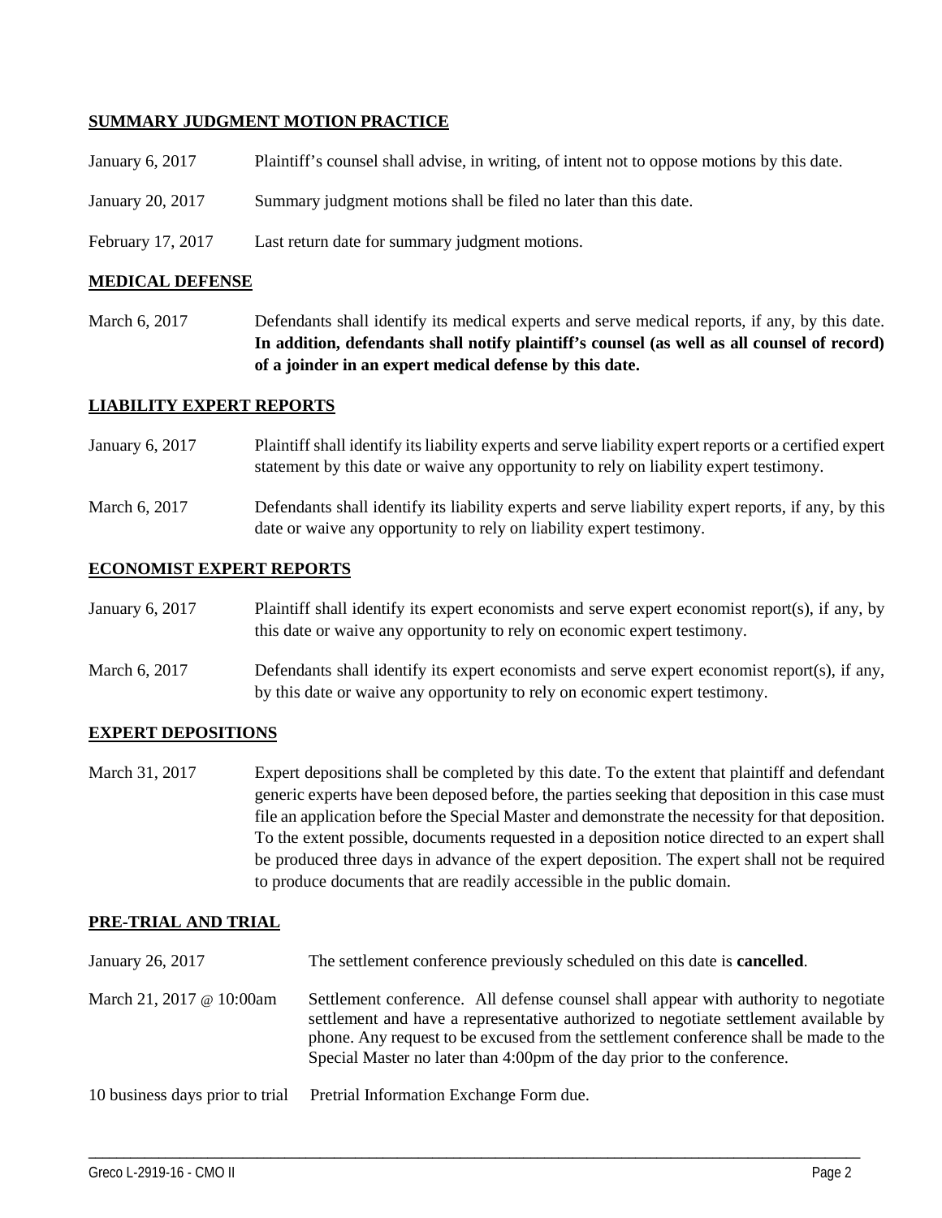## SUMMARY JUDGMENT MOTION PRACTICE

| | |
|---|---|
| January 6, 2017 | Plaintiff's counsel shall advise, in writing, of intent not to oppose motions by this date. |
| January 20, 2017 | Summary judgment motions shall be filed no later than this date. |
| February 17, 2017 | Last return date for summary judgment motions. |

## MEDICAL DEFENSE

| | |
|---|---|
| March 6, 2017 | Defendants shall identify its medical experts and serve medical reports, if any, by this date. **In addition, defendants shall notify plaintiff's counsel (as well as all counsel of record) of a joinder in an expert medical defense by this date.** |

## LIABILITY EXPERT REPORTS

| | |
|---|---|
| January 6, 2017 | Plaintiff shall identify its liability experts and serve liability expert reports or a certified expert statement by this date or waive any opportunity to rely on liability expert testimony. |
| March 6, 2017 | Defendants shall identify its liability experts and serve liability expert reports, if any, by this date or waive any opportunity to rely on liability expert testimony. |

## ECONOMIST EXPERT REPORTS

| | |
|---|---|
| January 6, 2017 | Plaintiff shall identify its expert economists and serve expert economist report(s), if any, by this date or waive any opportunity to rely on economic expert testimony. |
| March 6, 2017 | Defendants shall identify its expert economists and serve expert economist report(s), if any, by this date or waive any opportunity to rely on economic expert testimony. |

## EXPERT DEPOSITIONS

| | |
|---|---|
| March 31, 2017 | Expert depositions shall be completed by this date. To the extent that plaintiff and defendant generic experts have been deposed before, the parties seeking that deposition in this case must file an application before the Special Master and demonstrate the necessity for that deposition. To the extent possible, documents requested in a deposition notice directed to an expert shall be produced three days in advance of the expert deposition. The expert shall not be required to produce documents that are readily accessible in the public domain. |

## PRE-TRIAL AND TRIAL

| | |
|---|---|
| January 26, 2017 | The settlement conference previously scheduled on this date is **cancelled**. |
| March 21, 2017 @ 10:00am | Settlement conference. All defense counsel shall appear with authority to negotiate settlement and have a representative authorized to negotiate settlement available by phone. Any request to be excused from the settlement conference shall be made to the Special Master no later than 4:00pm of the day prior to the conference. |
| 10 business days prior to trial | Pretrial Information Exchange Form due. |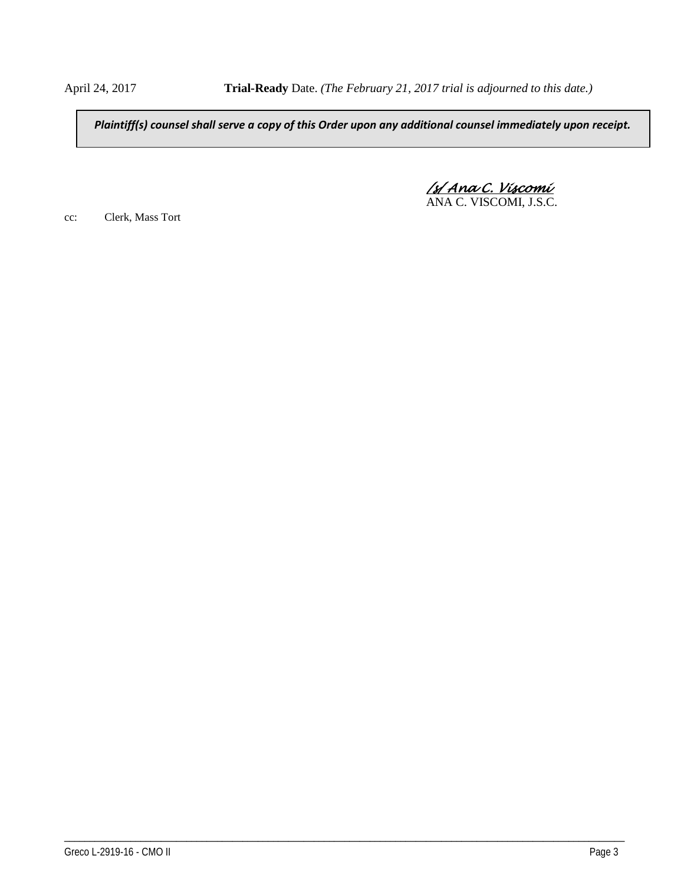April 24, 2017 **Trial-Ready** Date. *(The February 21, 2017 trial is adjourned to this date.)*

***Plaintiff(s) counsel shall serve a copy of this Order upon any additional counsel immediately upon receipt.***

*/s/ Ana C. Viscomi*
ANA C. VISCOMI, J.S.C.

cc: Clerk, Mass Tort